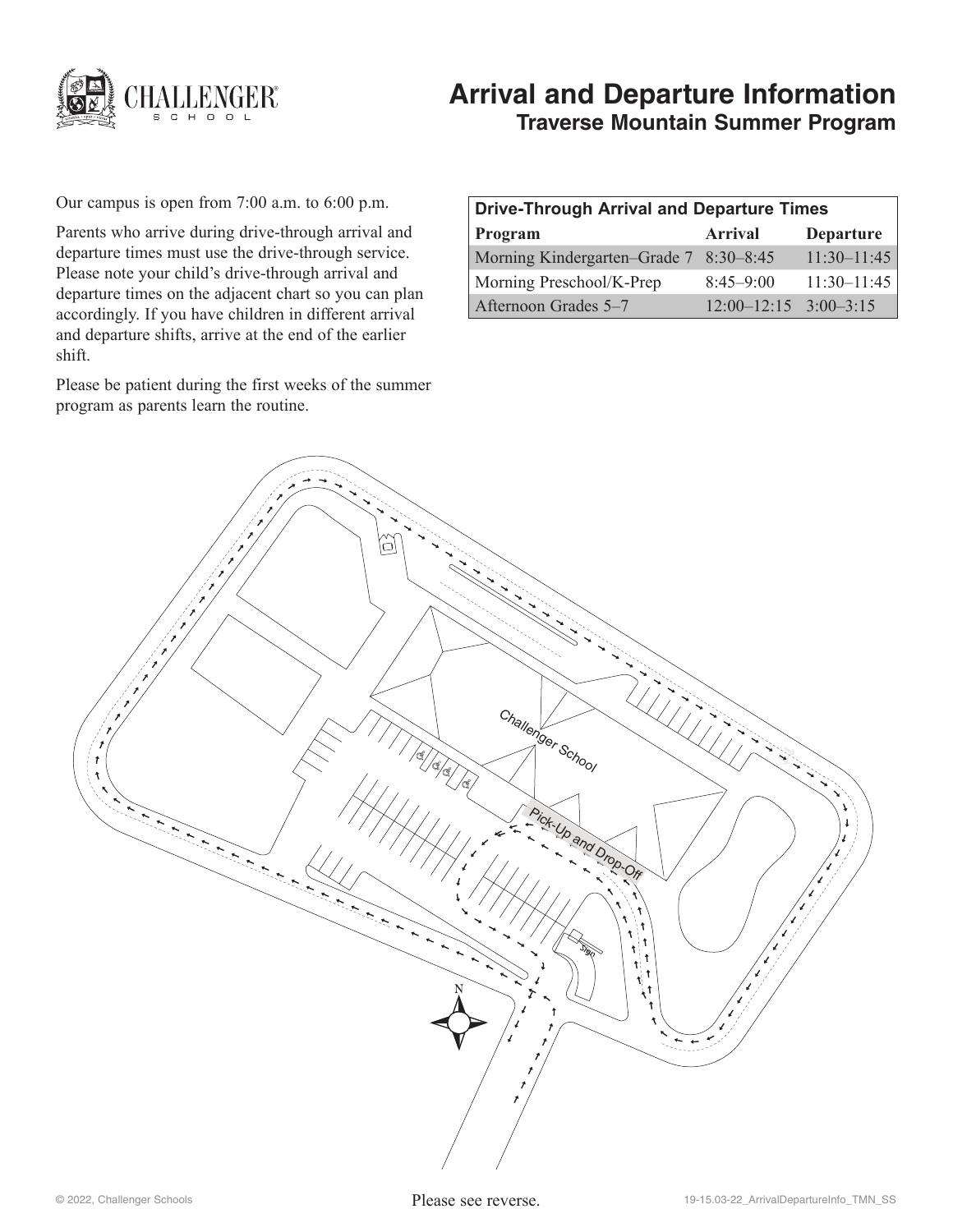# Arrival and Departure Information

## Traverse Mountain Summer Program

Our campus is open from 7:00 a.m. to 6:00 p.m.

Parents who arrive during drive-through arrival and departure times must use the drive-through service. Please note your child's drive-through arrival and departure times on the adjacent chart so you can plan accordingly. If you have children in different arrival and departure shifts, arrive at the end of the earlier shift.

Please be patient during the first weeks of the summer program as parents learn the routine.

| Drive-Through Arrival and Departure Times | | |
|---|---|---|
| **Program** | **Arrival** | **Departure** |
| Morning Kindergarten–Grade 7 | 8:30–8:45 | 11:30–11:45 |
| Morning Preschool/K-Prep | 8:45–9:00 | 11:30–11:45 |
| Afternoon Grades 5–7 | 12:00–12:15 | 3:00–3:15 |

Challenger School

Pick-Up and Drop-Off

Sign

N

Please see reverse.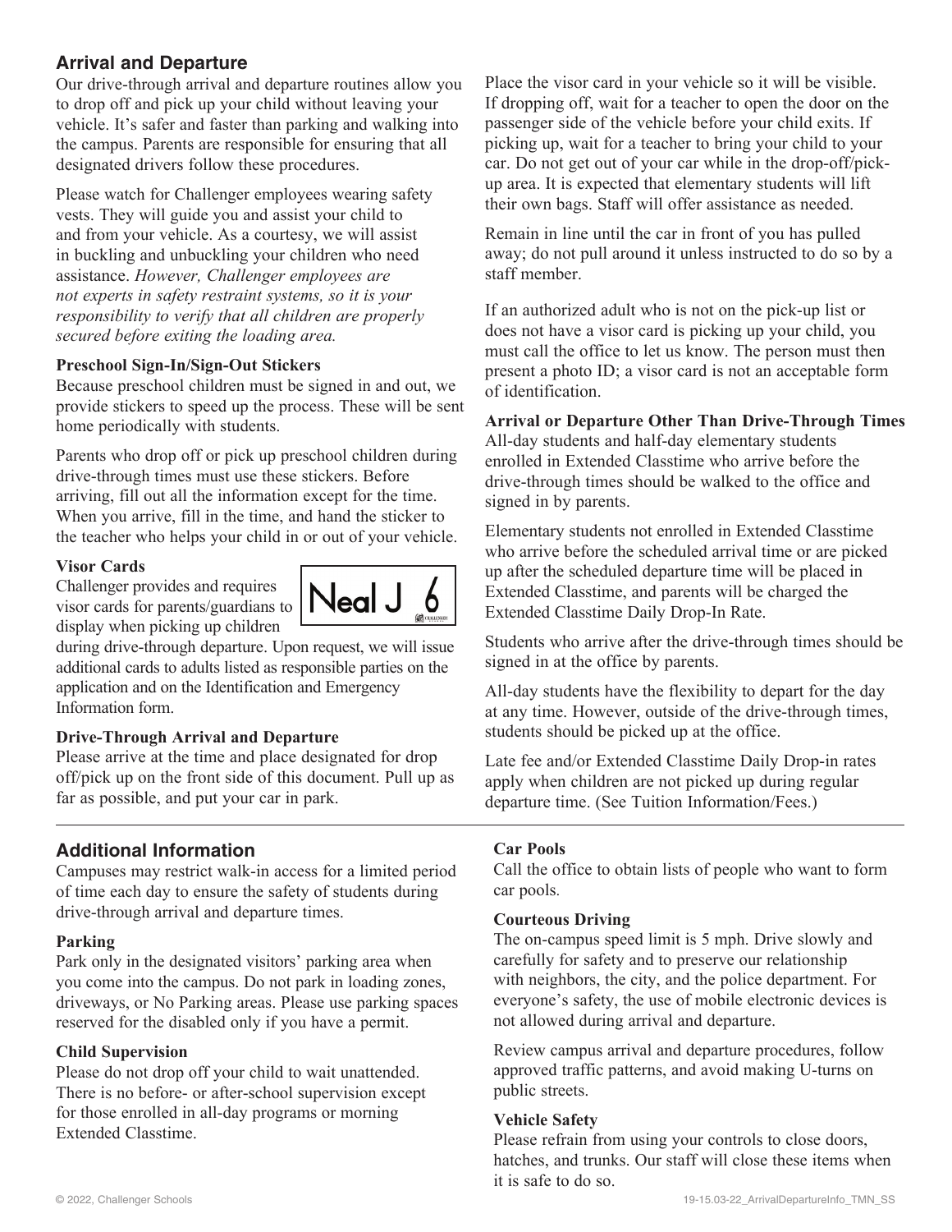## Arrival and Departure

Our drive-through arrival and departure routines allow you to drop off and pick up your child without leaving your vehicle. It's safer and faster than parking and walking into the campus. Parents are responsible for ensuring that all designated drivers follow these procedures.

Please watch for Challenger employees wearing safety vests. They will guide you and assist your child to and from your vehicle. As a courtesy, we will assist in buckling and unbuckling your children who need assistance. *However, Challenger employees are not experts in safety restraint systems, so it is your responsibility to verify that all children are properly secured before exiting the loading area.*

### Preschool Sign-In/Sign-Out Stickers

Because preschool children must be signed in and out, we provide stickers to speed up the process. These will be sent home periodically with students.

Parents who drop off or pick up preschool children during drive-through times must use these stickers. Before arriving, fill out all the information except for the time. When you arrive, fill in the time, and hand the sticker to the teacher who helps your child in or out of your vehicle.

### Visor Cards

Neal J 6

Challenger provides and requires visor cards for parents/guardians to display when picking up children during drive-through departure. Upon request, we will issue additional cards to adults listed as responsible parties on the application and on the Identification and Emergency Information form.

### Drive-Through Arrival and Departure

Please arrive at the time and place designated for drop off/pick up on the front side of this document. Pull up as far as possible, and put your car in park.

Place the visor card in your vehicle so it will be visible. If dropping off, wait for a teacher to open the door on the passenger side of the vehicle before your child exits. If picking up, wait for a teacher to bring your child to your car. Do not get out of your car while in the drop-off/pick-up area. It is expected that elementary students will lift their own bags. Staff will offer assistance as needed.

Remain in line until the car in front of you has pulled away; do not pull around it unless instructed to do so by a staff member.

If an authorized adult who is not on the pick-up list or does not have a visor card is picking up your child, you must call the office to let us know. The person must then present a photo ID; a visor card is not an acceptable form of identification.

### Arrival or Departure Other Than Drive-Through Times

All-day students and half-day elementary students enrolled in Extended Classtime who arrive before the drive-through times should be walked to the office and signed in by parents.

Elementary students not enrolled in Extended Classtime who arrive before the scheduled arrival time or are picked up after the scheduled departure time will be placed in Extended Classtime, and parents will be charged the Extended Classtime Daily Drop-In Rate.

Students who arrive after the drive-through times should be signed in at the office by parents.

All-day students have the flexibility to depart for the day at any time. However, outside of the drive-through times, students should be picked up at the office.

Late fee and/or Extended Classtime Daily Drop-in rates apply when children are not picked up during regular departure time. (See Tuition Information/Fees.)

## Additional Information

Campuses may restrict walk-in access for a limited period of time each day to ensure the safety of students during drive-through arrival and departure times.

### Parking

Park only in the designated visitors' parking area when you come into the campus. Do not park in loading zones, driveways, or No Parking areas. Please use parking spaces reserved for the disabled only if you have a permit.

### Child Supervision

Please do not drop off your child to wait unattended. There is no before- or after-school supervision except for those enrolled in all-day programs or morning Extended Classtime.

### Car Pools

Call the office to obtain lists of people who want to form car pools.

### Courteous Driving

The on-campus speed limit is 5 mph. Drive slowly and carefully for safety and to preserve our relationship with neighbors, the city, and the police department. For everyone's safety, the use of mobile electronic devices is not allowed during arrival and departure.

Review campus arrival and departure procedures, follow approved traffic patterns, and avoid making U-turns on public streets.

### Vehicle Safety

Please refrain from using your controls to close doors, hatches, and trunks. Our staff will close these items when it is safe to do so.

© 2022, Challenger Schools 19-15.03-22_ArrivalDepartureInfo_TMN_SS